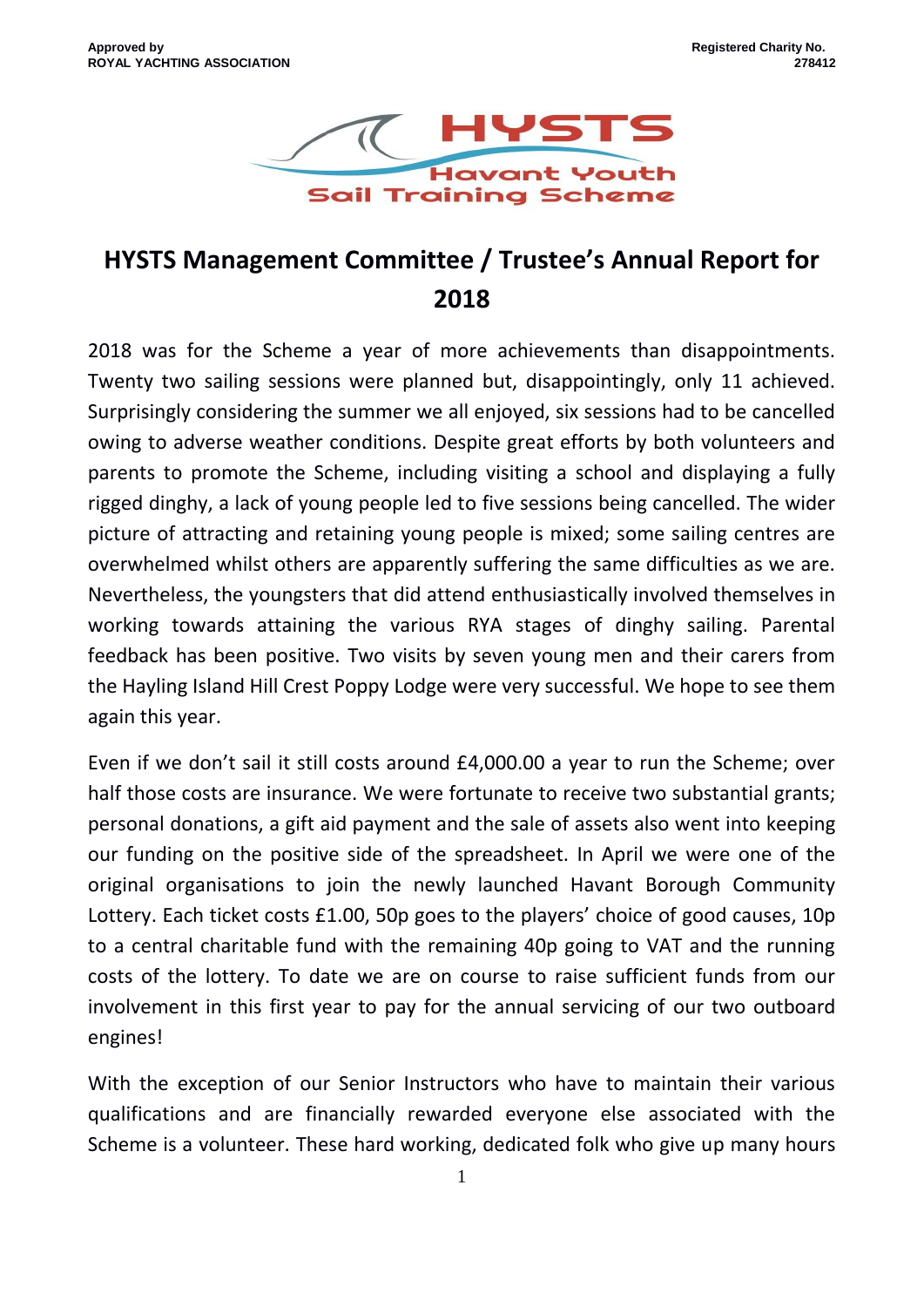**Approved by**
**ROYAL YACHTING ASSOCIATION**

**Registered Charity No.**
**278412**

HYSTS
Havant Youth
Sail Training Scheme

# HYSTS Management Committee / Trustee's Annual Report for 2018

2018 was for the Scheme a year of more achievements than disappointments. Twenty two sailing sessions were planned but, disappointingly, only 11 achieved. Surprisingly considering the summer we all enjoyed, six sessions had to be cancelled owing to adverse weather conditions. Despite great efforts by both volunteers and parents to promote the Scheme, including visiting a school and displaying a fully rigged dinghy, a lack of young people led to five sessions being cancelled. The wider picture of attracting and retaining young people is mixed; some sailing centres are overwhelmed whilst others are apparently suffering the same difficulties as we are. Nevertheless, the youngsters that did attend enthusiastically involved themselves in working towards attaining the various RYA stages of dinghy sailing. Parental feedback has been positive. Two visits by seven young men and their carers from the Hayling Island Hill Crest Poppy Lodge were very successful. We hope to see them again this year.

Even if we don't sail it still costs around £4,000.00 a year to run the Scheme; over half those costs are insurance. We were fortunate to receive two substantial grants; personal donations, a gift aid payment and the sale of assets also went into keeping our funding on the positive side of the spreadsheet. In April we were one of the original organisations to join the newly launched Havant Borough Community Lottery. Each ticket costs £1.00, 50p goes to the players' choice of good causes, 10p to a central charitable fund with the remaining 40p going to VAT and the running costs of the lottery. To date we are on course to raise sufficient funds from our involvement in this first year to pay for the annual servicing of our two outboard engines!

With the exception of our Senior Instructors who have to maintain their various qualifications and are financially rewarded everyone else associated with the Scheme is a volunteer. These hard working, dedicated folk who give up many hours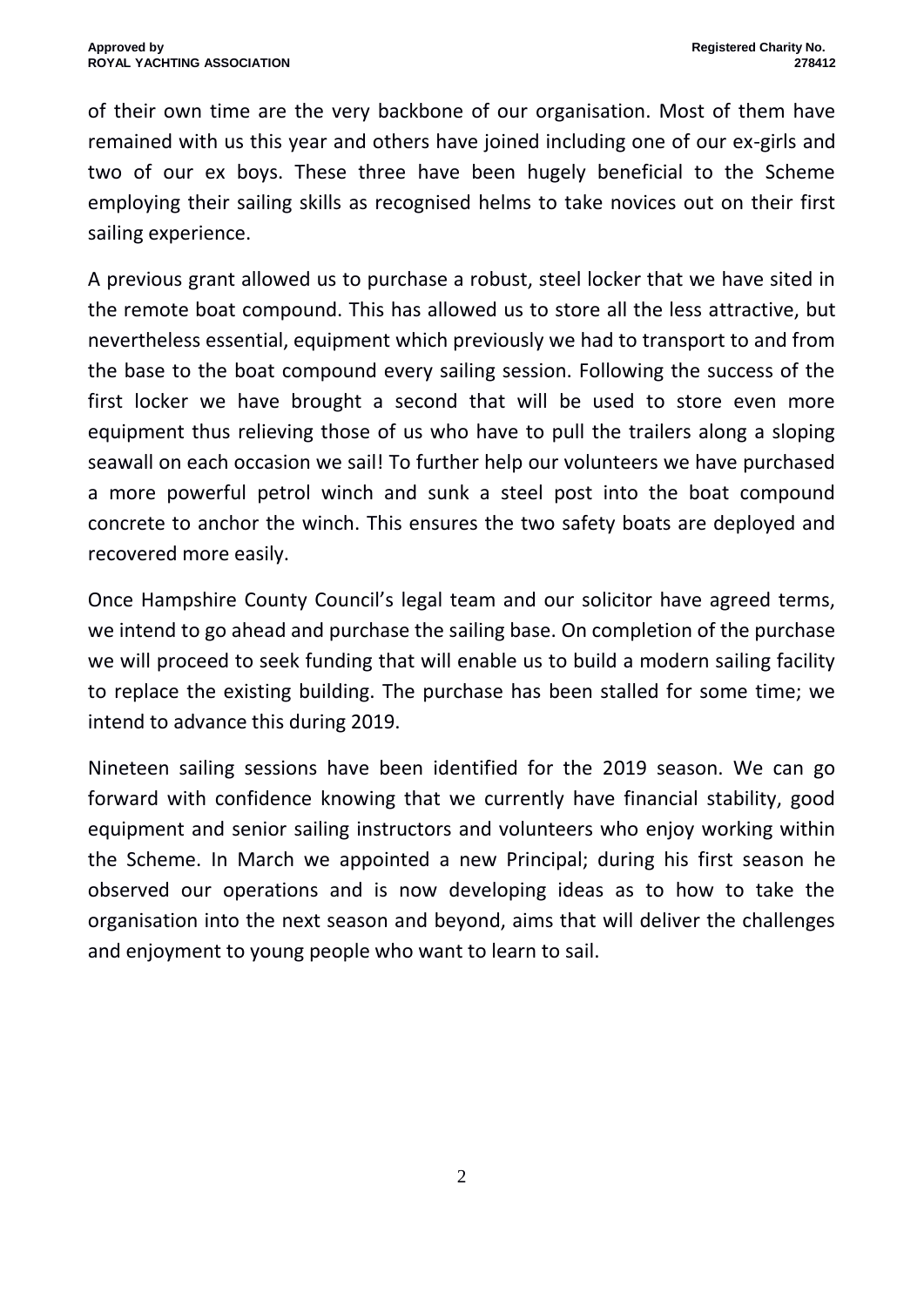of their own time are the very backbone of our organisation. Most of them have remained with us this year and others have joined including one of our ex-girls and two of our ex boys. These three have been hugely beneficial to the Scheme employing their sailing skills as recognised helms to take novices out on their first sailing experience.

A previous grant allowed us to purchase a robust, steel locker that we have sited in the remote boat compound. This has allowed us to store all the less attractive, but nevertheless essential, equipment which previously we had to transport to and from the base to the boat compound every sailing session. Following the success of the first locker we have brought a second that will be used to store even more equipment thus relieving those of us who have to pull the trailers along a sloping seawall on each occasion we sail! To further help our volunteers we have purchased a more powerful petrol winch and sunk a steel post into the boat compound concrete to anchor the winch. This ensures the two safety boats are deployed and recovered more easily.

Once Hampshire County Council's legal team and our solicitor have agreed terms, we intend to go ahead and purchase the sailing base. On completion of the purchase we will proceed to seek funding that will enable us to build a modern sailing facility to replace the existing building. The purchase has been stalled for some time; we intend to advance this during 2019.

Nineteen sailing sessions have been identified for the 2019 season. We can go forward with confidence knowing that we currently have financial stability, good equipment and senior sailing instructors and volunteers who enjoy working within the Scheme. In March we appointed a new Principal; during his first season he observed our operations and is now developing ideas as to how to take the organisation into the next season and beyond, aims that will deliver the challenges and enjoyment to young people who want to learn to sail.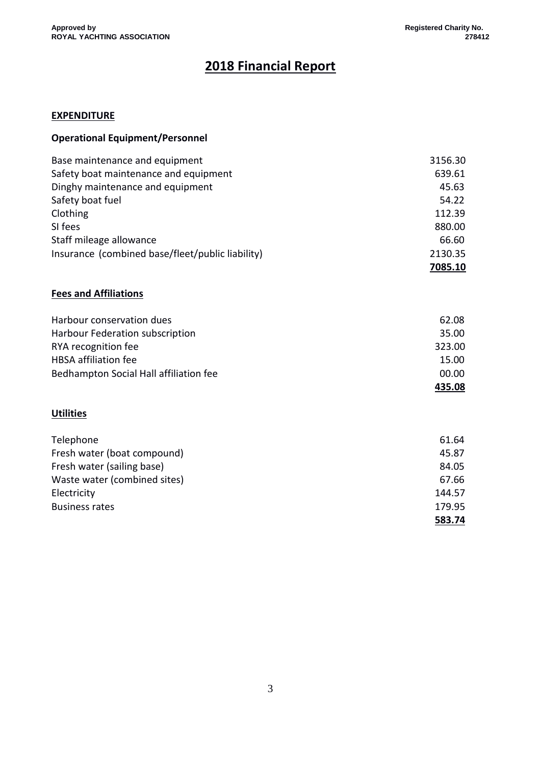**Approved by**
**ROYAL YACHTING ASSOCIATION**

**Registered Charity No.**
**278412**

# 2018 Financial Report

## EXPENDITURE

### Operational Equipment/Personnel

| | |
|---|---:|
| Base maintenance and equipment | 3156.30 |
| Safety boat maintenance and equipment | 639.61 |
| Dinghy maintenance and equipment | 45.63 |
| Safety boat fuel | 54.22 |
| Clothing | 112.39 |
| SI fees | 880.00 |
| Staff mileage allowance | 66.60 |
| Insurance (combined base/fleet/public liability) | 2130.35 |
| | **7085.10** |

### Fees and Affiliations

| | |
|---|---:|
| Harbour conservation dues | 62.08 |
| Harbour Federation subscription | 35.00 |
| RYA recognition fee | 323.00 |
| HBSA affiliation fee | 15.00 |
| Bedhampton Social Hall affiliation fee | 00.00 |
| | **435.08** |

### Utilities

| | |
|---|---:|
| Telephone | 61.64 |
| Fresh water (boat compound) | 45.87 |
| Fresh water (sailing base) | 84.05 |
| Waste water (combined sites) | 67.66 |
| Electricity | 144.57 |
| Business rates | 179.95 |
| | **583.74** |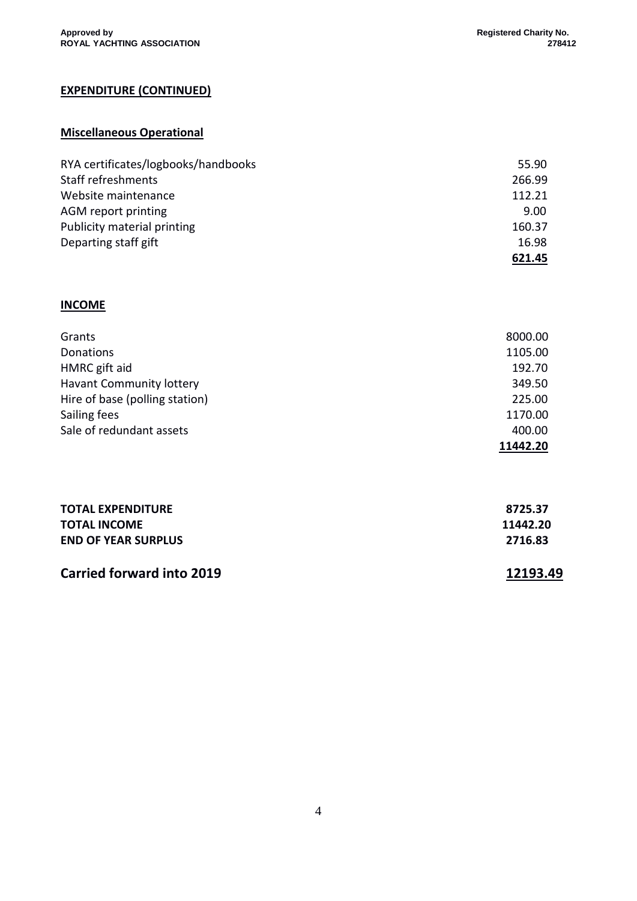## EXPENDITURE (CONTINUED)

### Miscellaneous Operational

| | |
|---|---|
| RYA certificates/logbooks/handbooks | 55.90 |
| Staff refreshments | 266.99 |
| Website maintenance | 112.21 |
| AGM report printing | 9.00 |
| Publicity material printing | 160.37 |
| Departing staff gift | 16.98 |
| | **621.45** |

## INCOME

| | |
|---|---|
| Grants | 8000.00 |
| Donations | 1105.00 |
| HMRC gift aid | 192.70 |
| Havant Community lottery | 349.50 |
| Hire of base (polling station) | 225.00 |
| Sailing fees | 1170.00 |
| Sale of redundant assets | 400.00 |
| | **11442.20** |

| | |
|---|---|
| **TOTAL EXPENDITURE** | **8725.37** |
| **TOTAL INCOME** | **11442.20** |
| **END OF YEAR SURPLUS** | **2716.83** |

| | |
|---|---|
| **Carried forward into 2019** | **12193.49** |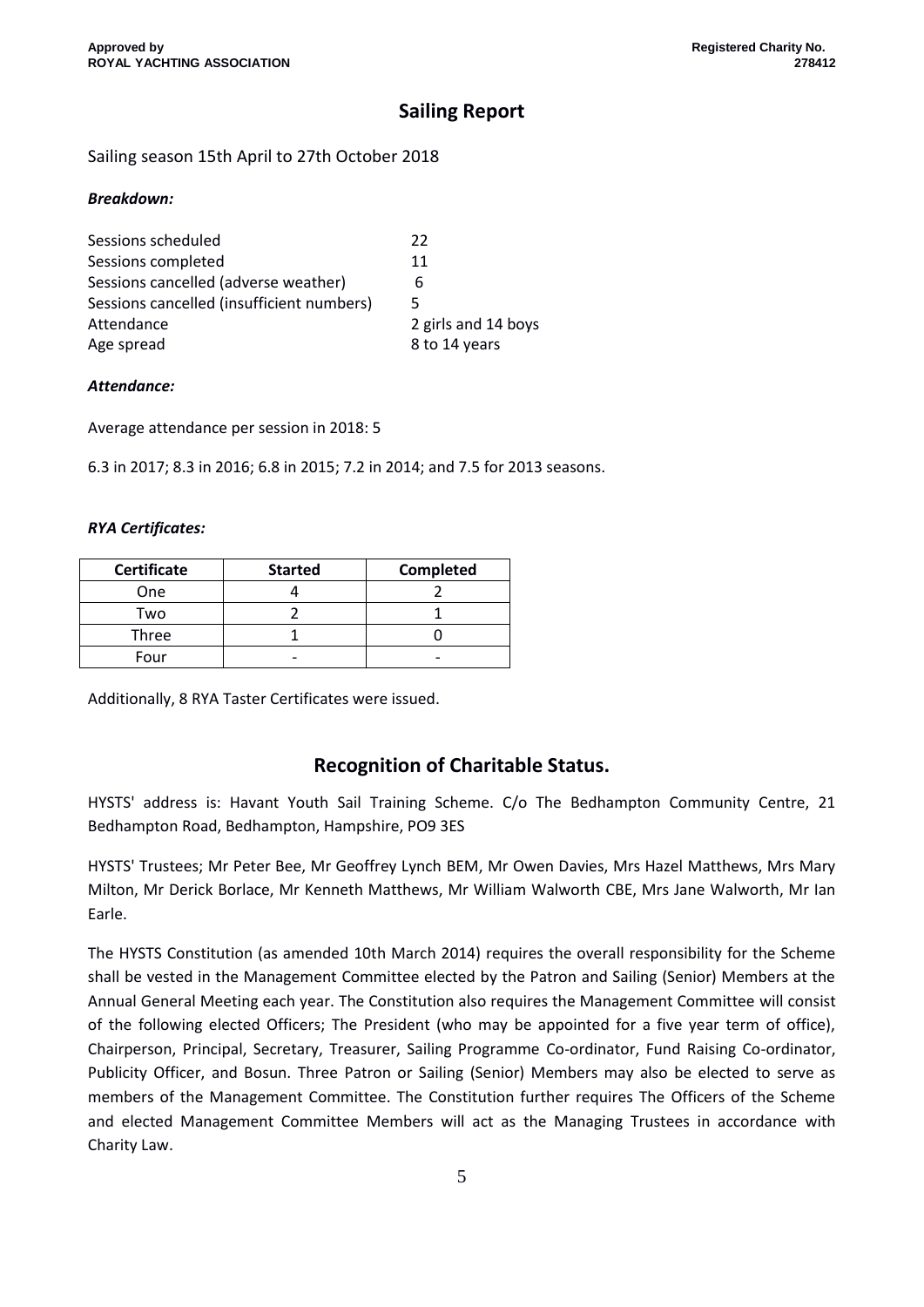**Approved by**
**ROYAL YACHTING ASSOCIATION**

**Registered Charity No.**
**278412**

## Sailing Report

Sailing season 15th April to 27th October 2018

***Breakdown:***

| | |
|---|---|
| Sessions scheduled | 22 |
| Sessions completed | 11 |
| Sessions cancelled (adverse weather) | 6 |
| Sessions cancelled (insufficient numbers) | 5 |
| Attendance | 2 girls and 14 boys |
| Age spread | 8 to 14 years |

***Attendance:***

Average attendance per session in 2018: 5

6.3 in 2017; 8.3 in 2016; 6.8 in 2015; 7.2 in 2014; and 7.5 for 2013 seasons.

***RYA Certificates:***

| Certificate | Started | Completed |
|---|---|---|
| One | 4 | 2 |
| Two | 2 | 1 |
| Three | 1 | 0 |
| Four | - | - |

Additionally, 8 RYA Taster Certificates were issued.

## Recognition of Charitable Status.

HYSTS' address is: Havant Youth Sail Training Scheme. C/o The Bedhampton Community Centre, 21 Bedhampton Road, Bedhampton, Hampshire, PO9 3ES

HYSTS' Trustees; Mr Peter Bee, Mr Geoffrey Lynch BEM, Mr Owen Davies, Mrs Hazel Matthews, Mrs Mary Milton, Mr Derick Borlace, Mr Kenneth Matthews, Mr William Walworth CBE, Mrs Jane Walworth, Mr Ian Earle.

The HYSTS Constitution (as amended 10th March 2014) requires the overall responsibility for the Scheme shall be vested in the Management Committee elected by the Patron and Sailing (Senior) Members at the Annual General Meeting each year. The Constitution also requires the Management Committee will consist of the following elected Officers; The President (who may be appointed for a five year term of office), Chairperson, Principal, Secretary, Treasurer, Sailing Programme Co-ordinator, Fund Raising Co-ordinator, Publicity Officer, and Bosun. Three Patron or Sailing (Senior) Members may also be elected to serve as members of the Management Committee. The Constitution further requires The Officers of the Scheme and elected Management Committee Members will act as the Managing Trustees in accordance with Charity Law.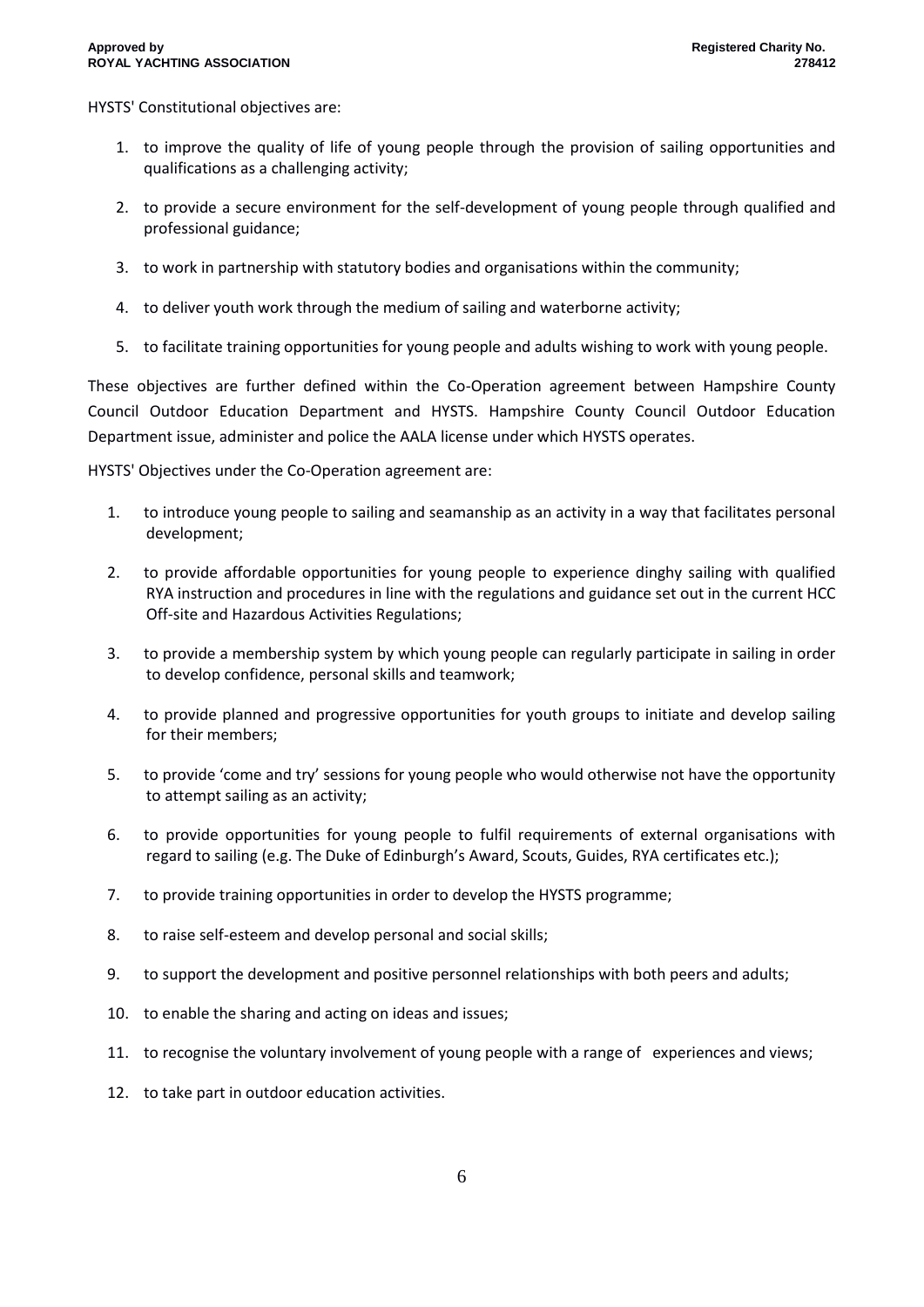HYSTS' Constitutional objectives are:

1. to improve the quality of life of young people through the provision of sailing opportunities and qualifications as a challenging activity;
2. to provide a secure environment for the self-development of young people through qualified and professional guidance;
3. to work in partnership with statutory bodies and organisations within the community;
4. to deliver youth work through the medium of sailing and waterborne activity;
5. to facilitate training opportunities for young people and adults wishing to work with young people.

These objectives are further defined within the Co-Operation agreement between Hampshire County Council Outdoor Education Department and HYSTS. Hampshire County Council Outdoor Education Department issue, administer and police the AALA license under which HYSTS operates.

HYSTS' Objectives under the Co-Operation agreement are:

1. to introduce young people to sailing and seamanship as an activity in a way that facilitates personal development;
2. to provide affordable opportunities for young people to experience dinghy sailing with qualified RYA instruction and procedures in line with the regulations and guidance set out in the current HCC Off-site and Hazardous Activities Regulations;
3. to provide a membership system by which young people can regularly participate in sailing in order to develop confidence, personal skills and teamwork;
4. to provide planned and progressive opportunities for youth groups to initiate and develop sailing for their members;
5. to provide 'come and try' sessions for young people who would otherwise not have the opportunity to attempt sailing as an activity;
6. to provide opportunities for young people to fulfil requirements of external organisations with regard to sailing (e.g. The Duke of Edinburgh's Award, Scouts, Guides, RYA certificates etc.);
7. to provide training opportunities in order to develop the HYSTS programme;
8. to raise self-esteem and develop personal and social skills;
9. to support the development and positive personnel relationships with both peers and adults;
10. to enable the sharing and acting on ideas and issues;
11. to recognise the voluntary involvement of young people with a range of experiences and views;
12. to take part in outdoor education activities.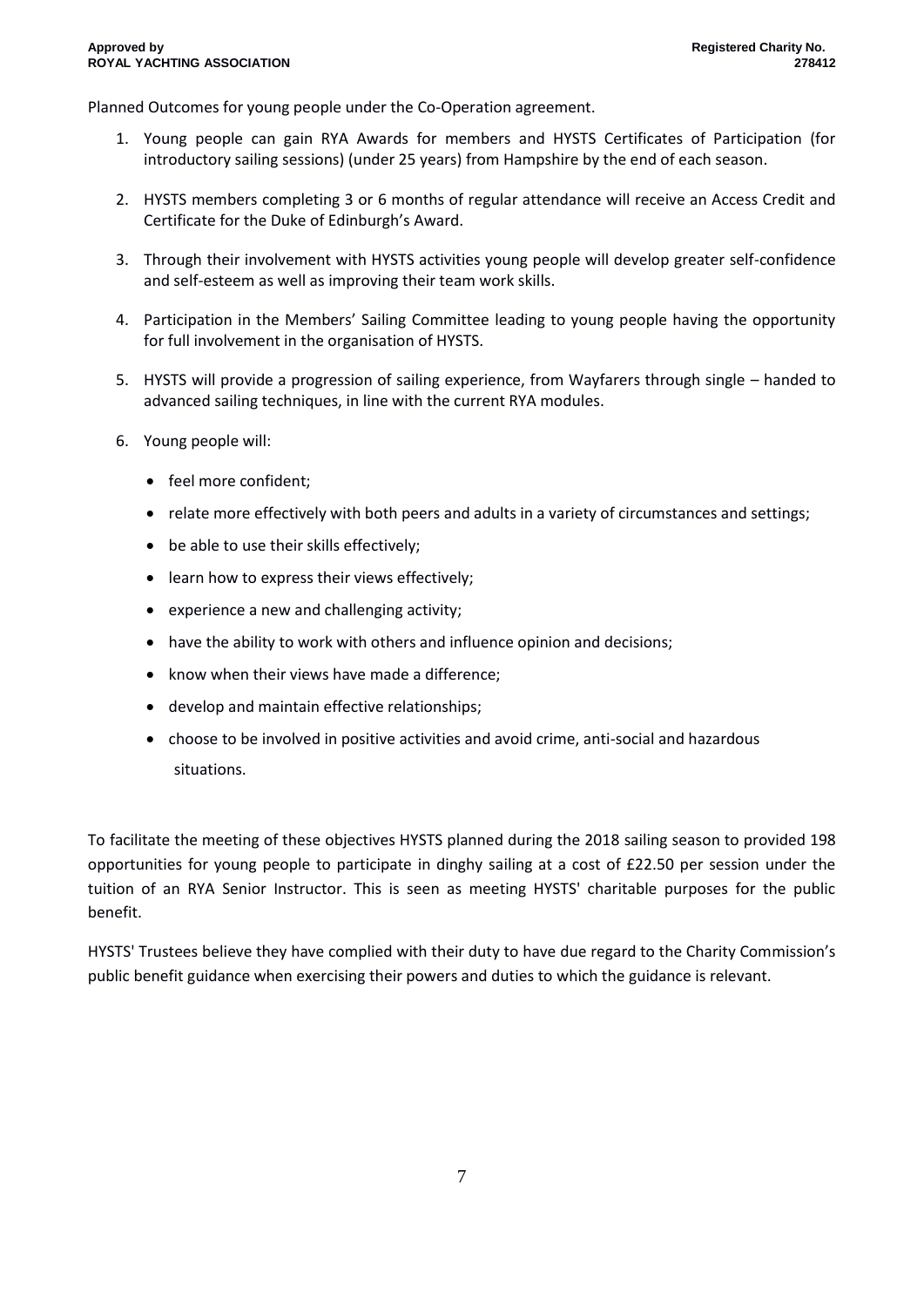Planned Outcomes for young people under the Co-Operation agreement.

1. Young people can gain RYA Awards for members and HYSTS Certificates of Participation (for introductory sailing sessions) (under 25 years) from Hampshire by the end of each season.
2. HYSTS members completing 3 or 6 months of regular attendance will receive an Access Credit and Certificate for the Duke of Edinburgh's Award.
3. Through their involvement with HYSTS activities young people will develop greater self-confidence and self-esteem as well as improving their team work skills.
4. Participation in the Members' Sailing Committee leading to young people having the opportunity for full involvement in the organisation of HYSTS.
5. HYSTS will provide a progression of sailing experience, from Wayfarers through single – handed to advanced sailing techniques, in line with the current RYA modules.
6. Young people will:
   - feel more confident;
   - relate more effectively with both peers and adults in a variety of circumstances and settings;
   - be able to use their skills effectively;
   - learn how to express their views effectively;
   - experience a new and challenging activity;
   - have the ability to work with others and influence opinion and decisions;
   - know when their views have made a difference;
   - develop and maintain effective relationships;
   - choose to be involved in positive activities and avoid crime, anti-social and hazardous situations.

To facilitate the meeting of these objectives HYSTS planned during the 2018 sailing season to provided 198 opportunities for young people to participate in dinghy sailing at a cost of £22.50 per session under the tuition of an RYA Senior Instructor. This is seen as meeting HYSTS' charitable purposes for the public benefit.

HYSTS' Trustees believe they have complied with their duty to have due regard to the Charity Commission's public benefit guidance when exercising their powers and duties to which the guidance is relevant.